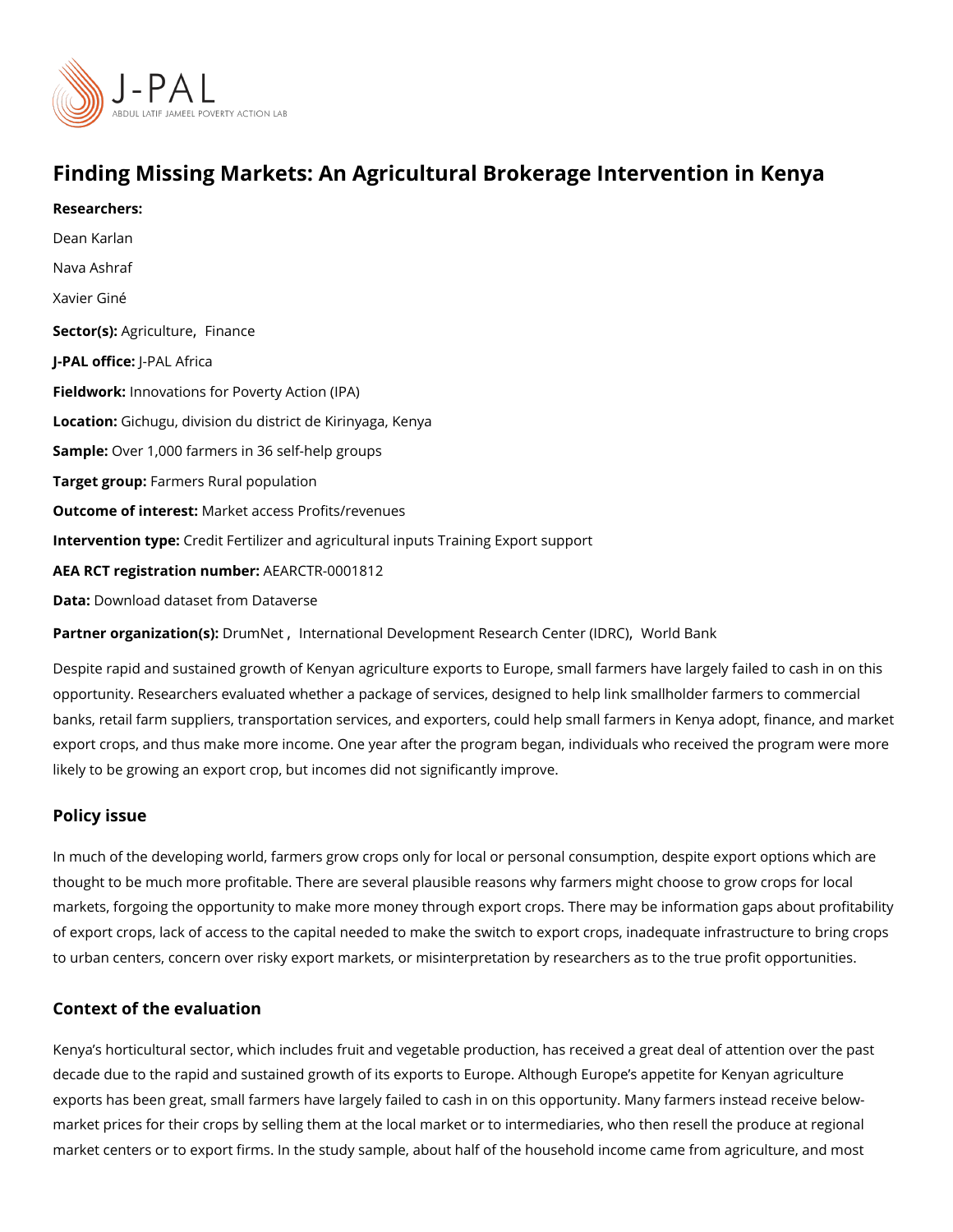# Finding Missing Markets: An Agricultural Brokerage Intervention in Kenya

**Researchers:**

Dean Karlan

Nava Ashraf

Xavier Giné

**Sector(s):** Agriculture, Finance

**J-PAL office:** J-PAL Africa

**Fieldwork:** Innovations for Poverty Action (IPA)

**Location:** Gichugu, division du district de Kirinyaga, Kenya

**Sample:** Over 1,000 farmers in 36 self-help groups

**Target group:** Farmers Rural population

**Outcome of interest:** Market access Profits/revenues

**Intervention type:** Credit Fertilizer and agricultural inputs Training Export support

**AEA RCT registration number:** AEARCTR-0001812

**Data:** Download dataset from Dataverse

**Partner organization(s):** DrumNet, International Development Research Center (IDRC), World Bank

Despite rapid and sustained growth of Kenyan agriculture exports to Europe, small farmers have largely failed to cash in on this opportunity. Researchers evaluated whether a package of services, designed to help link smallholder farmers to commercial banks, retail farm suppliers, transportation services, and exporters, could help small farmers in Kenya adopt, finance, and market export crops, and thus make more income. One year after the program began, individuals who received the program were more likely to be growing an export crop, but incomes did not significantly improve.

## Policy issue

In much of the developing world, farmers grow crops only for local or personal consumption, despite export options which are thought to be much more profitable. There are several plausible reasons why farmers might choose to grow crops for local markets, forgoing the opportunity to make more money through export crops. There may be information gaps about profitability of export crops, lack of access to the capital needed to make the switch to export crops, inadequate infrastructure to bring crops to urban centers, concern over risky export markets, or misinterpretation by researchers as to the true profit opportunities.

## Context of the evaluation

Kenya's horticultural sector, which includes fruit and vegetable production, has received a great deal of attention over the past decade due to the rapid and sustained growth of its exports to Europe. Although Europe's appetite for Kenyan agriculture exports has been great, small farmers have largely failed to cash in on this opportunity. Many farmers instead receive below-market prices for their crops by selling them at the local market or to intermediaries, who then resell the produce at regional market centers or to export firms. In the study sample, about half of the household income came from agriculture, and most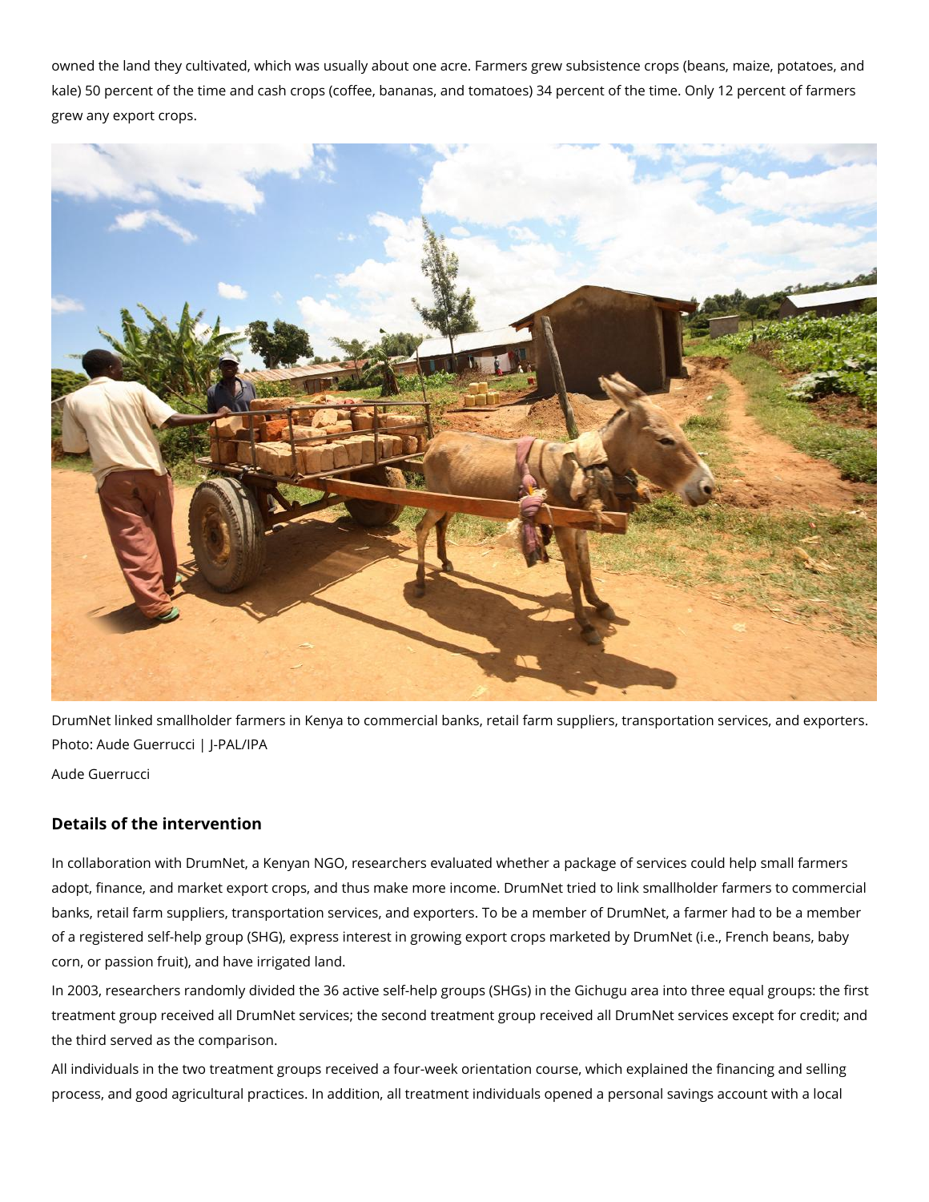owned the land they cultivated, which was usually about one acre. Farmers grew subsistence crops (beans, maize, potatoes, and kale) 50 percent of the time and cash crops (coffee, bananas, and tomatoes) 34 percent of the time. Only 12 percent of farmers grew any export crops.

DrumNet linked smallholder farmers in Kenya to commercial banks, retail farm suppliers, transportation services, and exporters. Photo: Aude Guerrucci | J-PAL/IPA

Aude Guerrucci

## Details of the intervention

In collaboration with DrumNet, a Kenyan NGO, researchers evaluated whether a package of services could help small farmers adopt, finance, and market export crops, and thus make more income. DrumNet tried to link smallholder farmers to commercial banks, retail farm suppliers, transportation services, and exporters. To be a member of DrumNet, a farmer had to be a member of a registered self-help group (SHG), express interest in growing export crops marketed by DrumNet (i.e., French beans, baby corn, or passion fruit), and have irrigated land.

In 2003, researchers randomly divided the 36 active self-help groups (SHGs) in the Gichugu area into three equal groups: the first treatment group received all DrumNet services; the second treatment group received all DrumNet services except for credit; and the third served as the comparison.

All individuals in the two treatment groups received a four-week orientation course, which explained the financing and selling process, and good agricultural practices. In addition, all treatment individuals opened a personal savings account with a local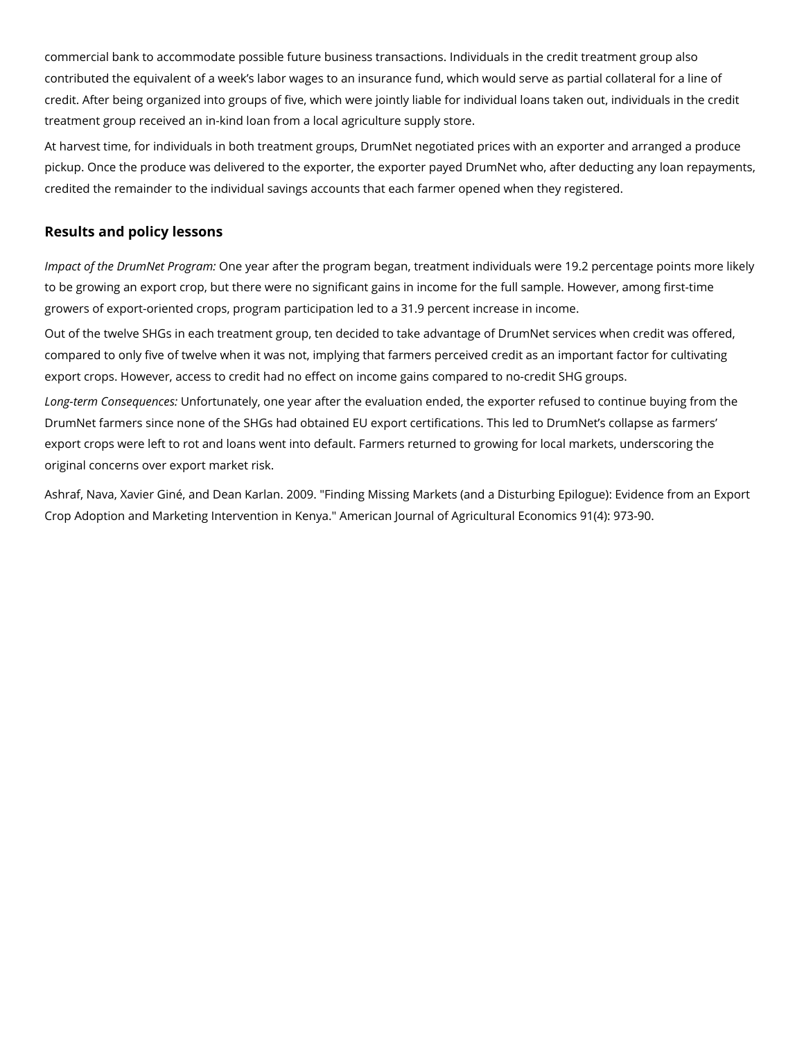commercial bank to accommodate possible future business transactions. Individuals in the credit treatment group also contributed the equivalent of a week's labor wages to an insurance fund, which would serve as partial collateral for a line of credit. After being organized into groups of five, which were jointly liable for individual loans taken out, individuals in the credit treatment group received an in-kind loan from a local agriculture supply store.

At harvest time, for individuals in both treatment groups, DrumNet negotiated prices with an exporter and arranged a produce pickup. Once the produce was delivered to the exporter, the exporter payed DrumNet who, after deducting any loan repayments, credited the remainder to the individual savings accounts that each farmer opened when they registered.

## Results and policy lessons

*Impact of the DrumNet Program:* One year after the program began, treatment individuals were 19.2 percentage points more likely to be growing an export crop, but there were no significant gains in income for the full sample. However, among first-time growers of export-oriented crops, program participation led to a 31.9 percent increase in income.

Out of the twelve SHGs in each treatment group, ten decided to take advantage of DrumNet services when credit was offered, compared to only five of twelve when it was not, implying that farmers perceived credit as an important factor for cultivating export crops. However, access to credit had no effect on income gains compared to no-credit SHG groups.

*Long-term Consequences:* Unfortunately, one year after the evaluation ended, the exporter refused to continue buying from the DrumNet farmers since none of the SHGs had obtained EU export certifications. This led to DrumNet's collapse as farmers' export crops were left to rot and loans went into default. Farmers returned to growing for local markets, underscoring the original concerns over export market risk.

Ashraf, Nava, Xavier Giné, and Dean Karlan. 2009. "Finding Missing Markets (and a Disturbing Epilogue): Evidence from an Export Crop Adoption and Marketing Intervention in Kenya." American Journal of Agricultural Economics 91(4): 973-90.